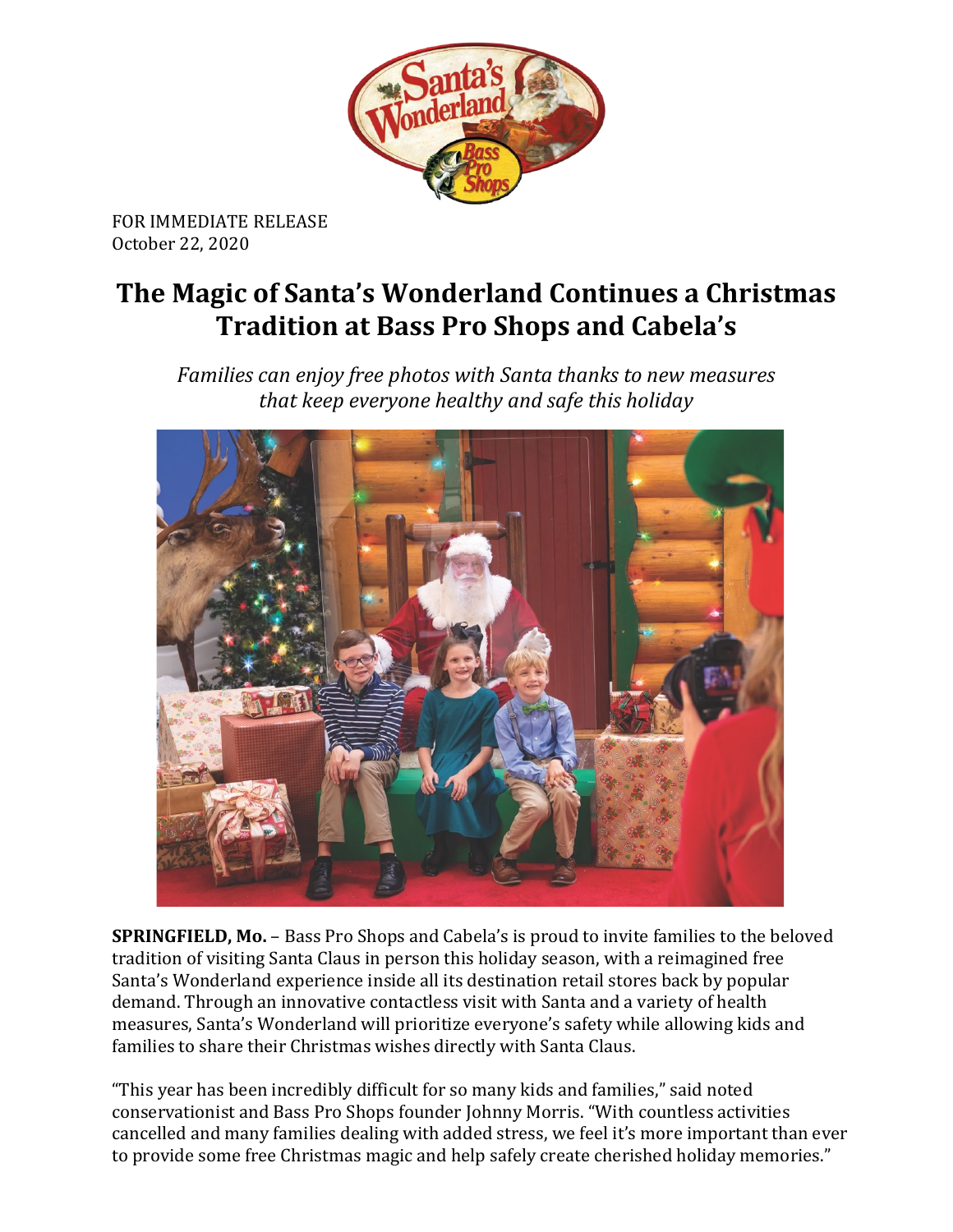FOR IMMEDIATE RELEASE
October 22, 2020

# The Magic of Santa's Wonderland Continues a Christmas Tradition at Bass Pro Shops and Cabela's

*Families can enjoy free photos with Santa thanks to new measures that keep everyone healthy and safe this holiday*

**SPRINGFIELD, Mo.** – Bass Pro Shops and Cabela's is proud to invite families to the beloved tradition of visiting Santa Claus in person this holiday season, with a reimagined free Santa's Wonderland experience inside all its destination retail stores back by popular demand. Through an innovative contactless visit with Santa and a variety of health measures, Santa's Wonderland will prioritize everyone's safety while allowing kids and families to share their Christmas wishes directly with Santa Claus.

"This year has been incredibly difficult for so many kids and families," said noted conservationist and Bass Pro Shops founder Johnny Morris. "With countless activities cancelled and many families dealing with added stress, we feel it's more important than ever to provide some free Christmas magic and help safely create cherished holiday memories."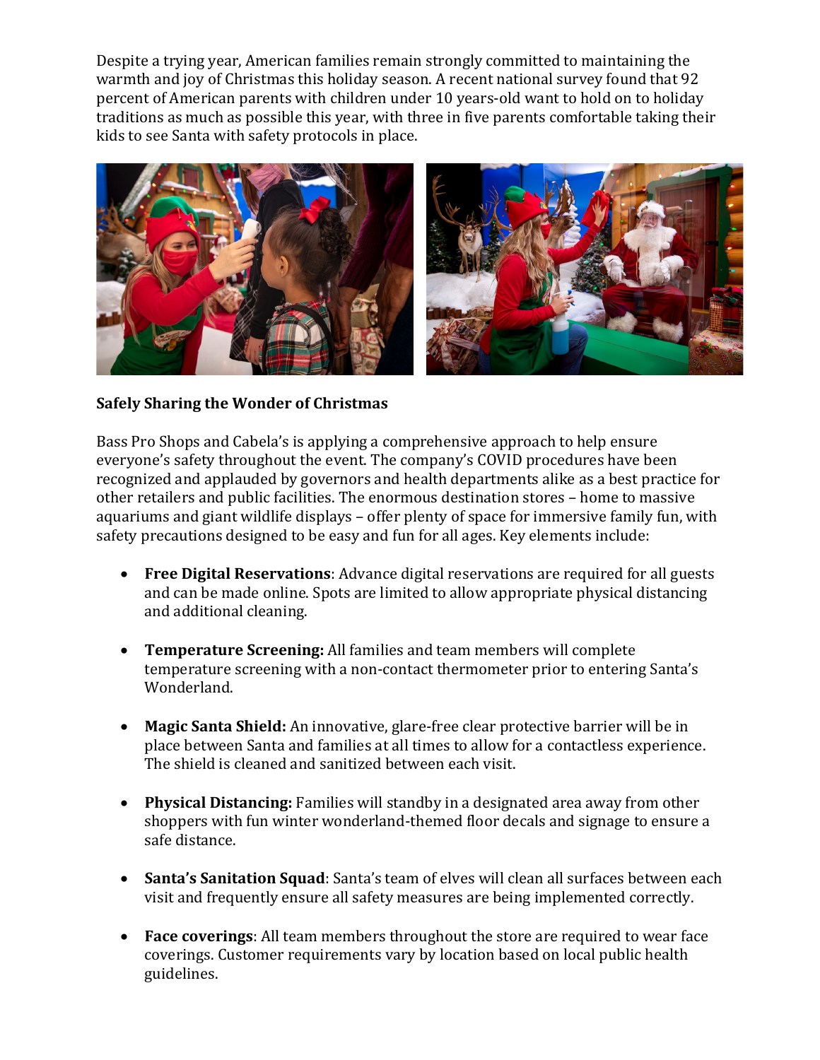Despite a trying year, American families remain strongly committed to maintaining the warmth and joy of Christmas this holiday season. A recent national survey found that 92 percent of American parents with children under 10 years-old want to hold on to holiday traditions as much as possible this year, with three in five parents comfortable taking their kids to see Santa with safety protocols in place.

**Safely Sharing the Wonder of Christmas**

Bass Pro Shops and Cabela's is applying a comprehensive approach to help ensure everyone's safety throughout the event. The company's COVID procedures have been recognized and applauded by governors and health departments alike as a best practice for other retailers and public facilities. The enormous destination stores – home to massive aquariums and giant wildlife displays – offer plenty of space for immersive family fun, with safety precautions designed to be easy and fun for all ages. Key elements include:

- **Free Digital Reservations**: Advance digital reservations are required for all guests and can be made online. Spots are limited to allow appropriate physical distancing and additional cleaning.

- **Temperature Screening:** All families and team members will complete temperature screening with a non-contact thermometer prior to entering Santa's Wonderland.

- **Magic Santa Shield:** An innovative, glare-free clear protective barrier will be in place between Santa and families at all times to allow for a contactless experience. The shield is cleaned and sanitized between each visit.

- **Physical Distancing:** Families will standby in a designated area away from other shoppers with fun winter wonderland-themed floor decals and signage to ensure a safe distance.

- **Santa's Sanitation Squad**: Santa's team of elves will clean all surfaces between each visit and frequently ensure all safety measures are being implemented correctly.

- **Face coverings**: All team members throughout the store are required to wear face coverings. Customer requirements vary by location based on local public health guidelines.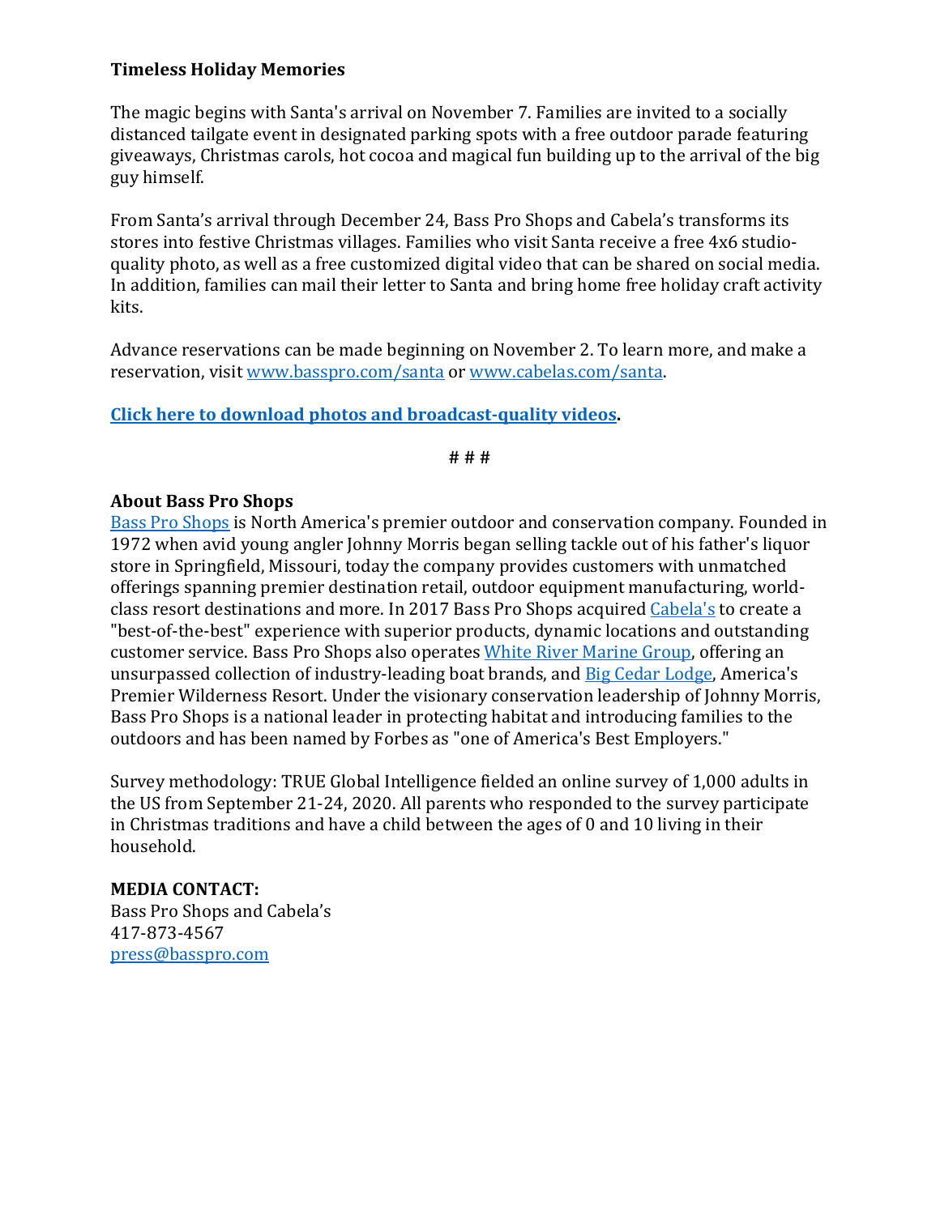**Timeless Holiday Memories**

The magic begins with Santa's arrival on November 7. Families are invited to a socially distanced tailgate event in designated parking spots with a free outdoor parade featuring giveaways, Christmas carols, hot cocoa and magical fun building up to the arrival of the big guy himself.

From Santa's arrival through December 24, Bass Pro Shops and Cabela's transforms its stores into festive Christmas villages. Families who visit Santa receive a free 4x6 studio-quality photo, as well as a free customized digital video that can be shared on social media. In addition, families can mail their letter to Santa and bring home free holiday craft activity kits.

Advance reservations can be made beginning on November 2. To learn more, and make a reservation, visit [www.basspro.com/santa](www.basspro.com/santa) or [www.cabelas.com/santa](www.cabelas.com/santa).

**[Click here to download photos and broadcast-quality videos](#).**

# # #

**About Bass Pro Shops**

[Bass Pro Shops](#) is North America's premier outdoor and conservation company. Founded in 1972 when avid young angler Johnny Morris began selling tackle out of his father's liquor store in Springfield, Missouri, today the company provides customers with unmatched offerings spanning premier destination retail, outdoor equipment manufacturing, world-class resort destinations and more. In 2017 Bass Pro Shops acquired [Cabela's](#) to create a "best-of-the-best" experience with superior products, dynamic locations and outstanding customer service. Bass Pro Shops also operates [White River Marine Group](#), offering an unsurpassed collection of industry-leading boat brands, and [Big Cedar Lodge](#), America's Premier Wilderness Resort. Under the visionary conservation leadership of Johnny Morris, Bass Pro Shops is a national leader in protecting habitat and introducing families to the outdoors and has been named by Forbes as "one of America's Best Employers."

Survey methodology: TRUE Global Intelligence fielded an online survey of 1,000 adults in the US from September 21-24, 2020. All parents who responded to the survey participate in Christmas traditions and have a child between the ages of 0 and 10 living in their household.

**MEDIA CONTACT:**
Bass Pro Shops and Cabela's
417-873-4567
[press@basspro.com](mailto:press@basspro.com)